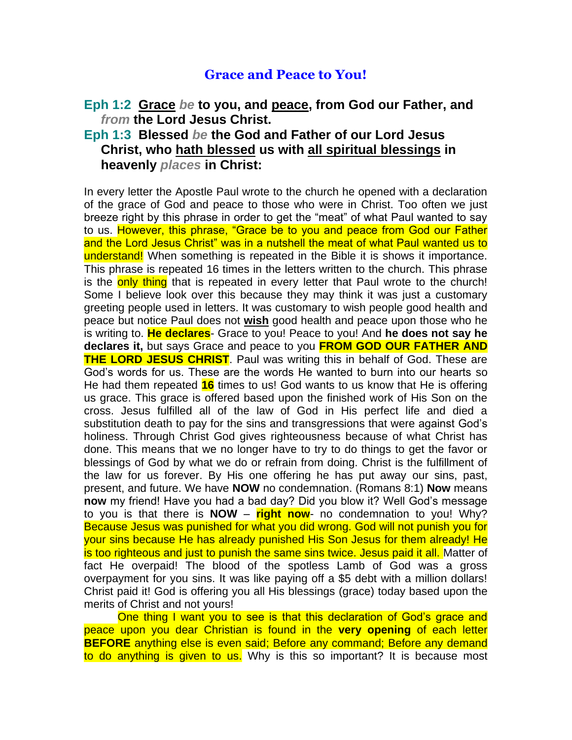# Grace and Peace to You!

**Eph 1:2 <u>Grace</u> *be* to you, and <u>peace</u>, from God our Father, and *from* the Lord Jesus Christ.**

**Eph 1:3 Blessed *be* the God and Father of our Lord Jesus Christ, who <u>hath blessed</u> us with <u>all spiritual blessings</u> in heavenly *places* in Christ:**

In every letter the Apostle Paul wrote to the church he opened with a declaration of the grace of God and peace to those who were in Christ. Too often we just breeze right by this phrase in order to get the "meat" of what Paul wanted to say to us. However, this phrase, "Grace be to you and peace from God our Father and the Lord Jesus Christ" was in a nutshell the meat of what Paul wanted us to understand! When something is repeated in the Bible it is shows it importance. This phrase is repeated 16 times in the letters written to the church. This phrase is the only thing that is repeated in every letter that Paul wrote to the church! Some I believe look over this because they may think it was just a customary greeting people used in letters. It was customary to wish people good health and peace but notice Paul does not **<u>wish</u>** good health and peace upon those who he is writing to. **He declares**- Grace to you! Peace to you! And **he does not say he declares it,** but says Grace and peace to you **FROM GOD OUR FATHER AND THE LORD JESUS CHRIST**. Paul was writing this in behalf of God. These are God's words for us. These are the words He wanted to burn into our hearts so He had them repeated **16** times to us! God wants to us know that He is offering us grace. This grace is offered based upon the finished work of His Son on the cross. Jesus fulfilled all of the law of God in His perfect life and died a substitution death to pay for the sins and transgressions that were against God's holiness. Through Christ God gives righteousness because of what Christ has done. This means that we no longer have to try to do things to get the favor or blessings of God by what we do or refrain from doing. Christ is the fulfillment of the law for us forever. By His one offering he has put away our sins, past, present, and future. We have **NOW** no condemnation. (Romans 8:1) **Now** means **now** my friend! Have you had a bad day? Did you blow it? Well God's message to you is that there is **NOW** – **right now**- no condemnation to you! Why? Because Jesus was punished for what you did wrong. God will not punish you for your sins because He has already punished His Son Jesus for them already! He is too righteous and just to punish the same sins twice. Jesus paid it all. Matter of fact He overpaid! The blood of the spotless Lamb of God was a gross overpayment for you sins. It was like paying off a $5 debt with a million dollars! Christ paid it! God is offering you all His blessings (grace) today based upon the merits of Christ and not yours!

One thing I want you to see is that this declaration of God's grace and peace upon you dear Christian is found in the **very opening** of each letter **BEFORE** anything else is even said; Before any command; Before any demand to do anything is given to us. Why is this so important? It is because most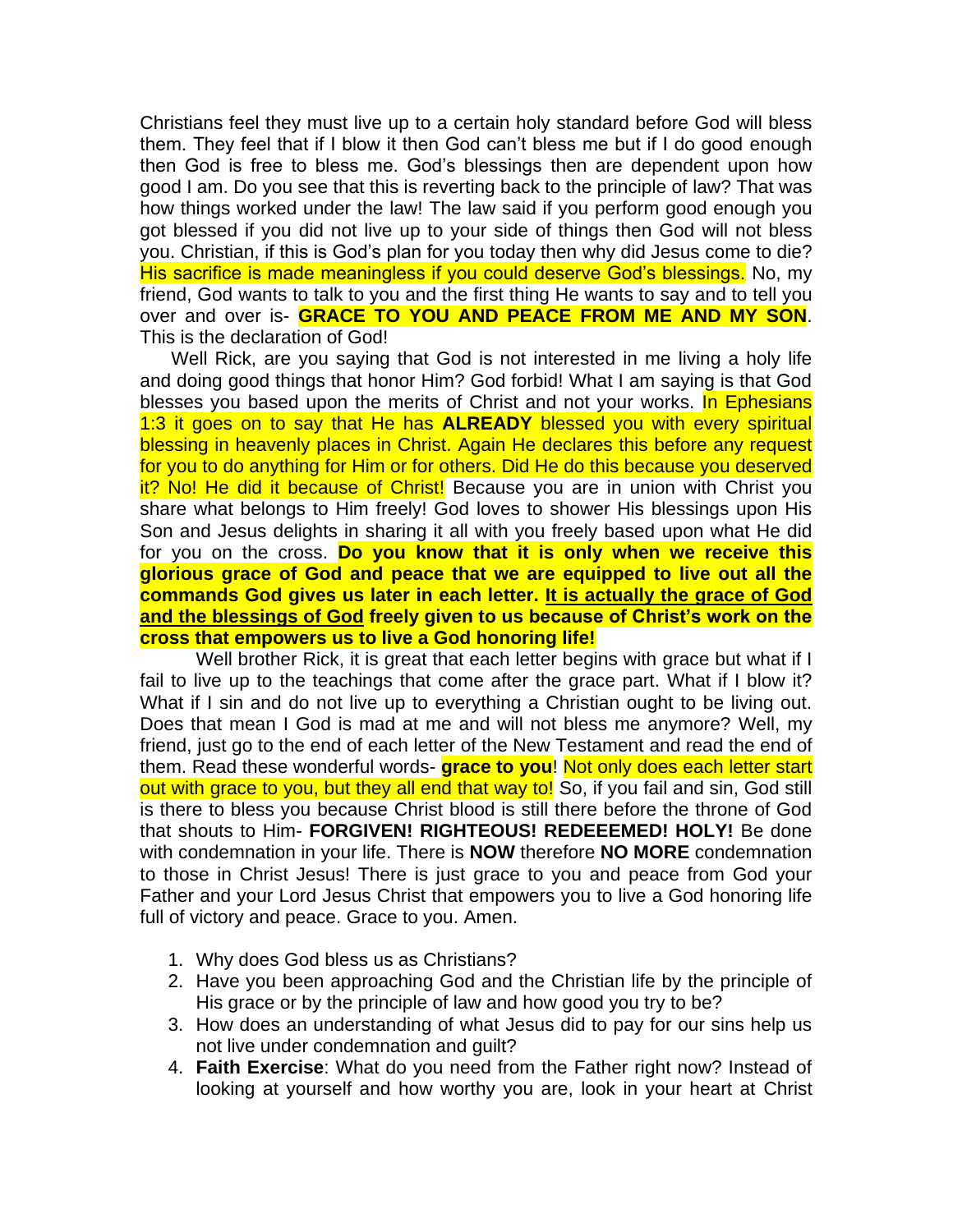Christians feel they must live up to a certain holy standard before God will bless them. They feel that if I blow it then God can't bless me but if I do good enough then God is free to bless me. God's blessings then are dependent upon how good I am. Do you see that this is reverting back to the principle of law? That was how things worked under the law! The law said if you perform good enough you got blessed if you did not live up to your side of things then God will not bless you. Christian, if this is God's plan for you today then why did Jesus come to die? His sacrifice is made meaningless if you could deserve God's blessings. No, my friend, God wants to talk to you and the first thing He wants to say and to tell you over and over is- **GRACE TO YOU AND PEACE FROM ME AND MY SON**. This is the declaration of God!

Well Rick, are you saying that God is not interested in me living a holy life and doing good things that honor Him? God forbid! What I am saying is that God blesses you based upon the merits of Christ and not your works. In Ephesians 1:3 it goes on to say that He has **ALREADY** blessed you with every spiritual blessing in heavenly places in Christ. Again He declares this before any request for you to do anything for Him or for others. Did He do this because you deserved it? No! He did it because of Christ! Because you are in union with Christ you share what belongs to Him freely! God loves to shower His blessings upon His Son and Jesus delights in sharing it all with you freely based upon what He did for you on the cross. **Do you know that it is only when we receive this glorious grace of God and peace that we are equipped to live out all the commands God gives us later in each letter. It is actually the grace of God and the blessings of God freely given to us because of Christ's work on the cross that empowers us to live a God honoring life!**

Well brother Rick, it is great that each letter begins with grace but what if I fail to live up to the teachings that come after the grace part. What if I blow it? What if I sin and do not live up to everything a Christian ought to be living out. Does that mean I God is mad at me and will not bless me anymore? Well, my friend, just go to the end of each letter of the New Testament and read the end of them. Read these wonderful words- **grace to you**! Not only does each letter start out with grace to you, but they all end that way to! So, if you fail and sin, God still is there to bless you because Christ blood is still there before the throne of God that shouts to Him- **FORGIVEN! RIGHTEOUS! REDEEEMED! HOLY!** Be done with condemnation in your life. There is **NOW** therefore **NO MORE** condemnation to those in Christ Jesus! There is just grace to you and peace from God your Father and your Lord Jesus Christ that empowers you to live a God honoring life full of victory and peace. Grace to you. Amen.

1. Why does God bless us as Christians?
2. Have you been approaching God and the Christian life by the principle of His grace or by the principle of law and how good you try to be?
3. How does an understanding of what Jesus did to pay for our sins help us not live under condemnation and guilt?
4. **Faith Exercise**: What do you need from the Father right now? Instead of looking at yourself and how worthy you are, look in your heart at Christ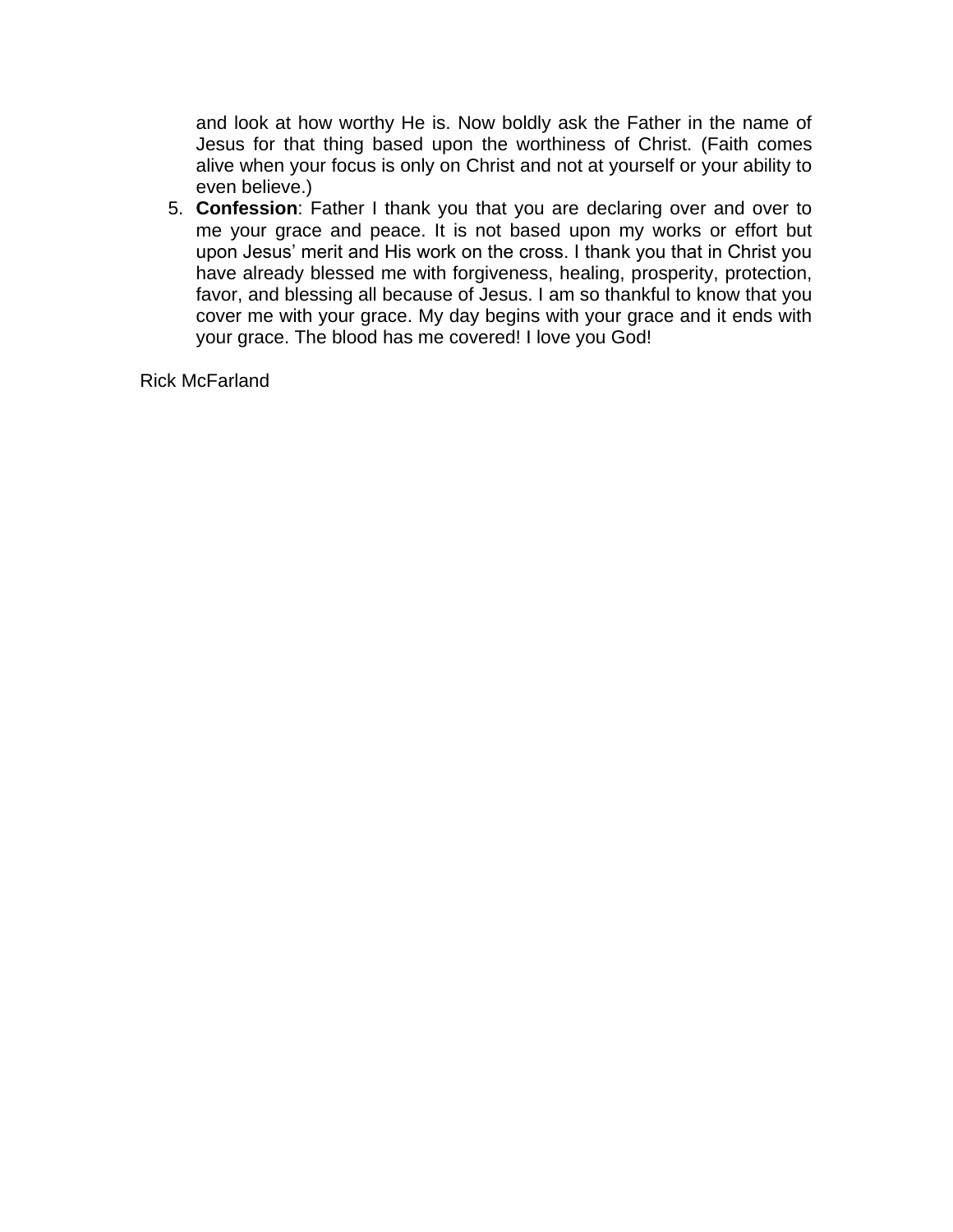and look at how worthy He is. Now boldly ask the Father in the name of Jesus for that thing based upon the worthiness of Christ. (Faith comes alive when your focus is only on Christ and not at yourself or your ability to even believe.)

5. **Confession**: Father I thank you that you are declaring over and over to me your grace and peace. It is not based upon my works or effort but upon Jesus' merit and His work on the cross. I thank you that in Christ you have already blessed me with forgiveness, healing, prosperity, protection, favor, and blessing all because of Jesus. I am so thankful to know that you cover me with your grace. My day begins with your grace and it ends with your grace. The blood has me covered! I love you God!

Rick McFarland